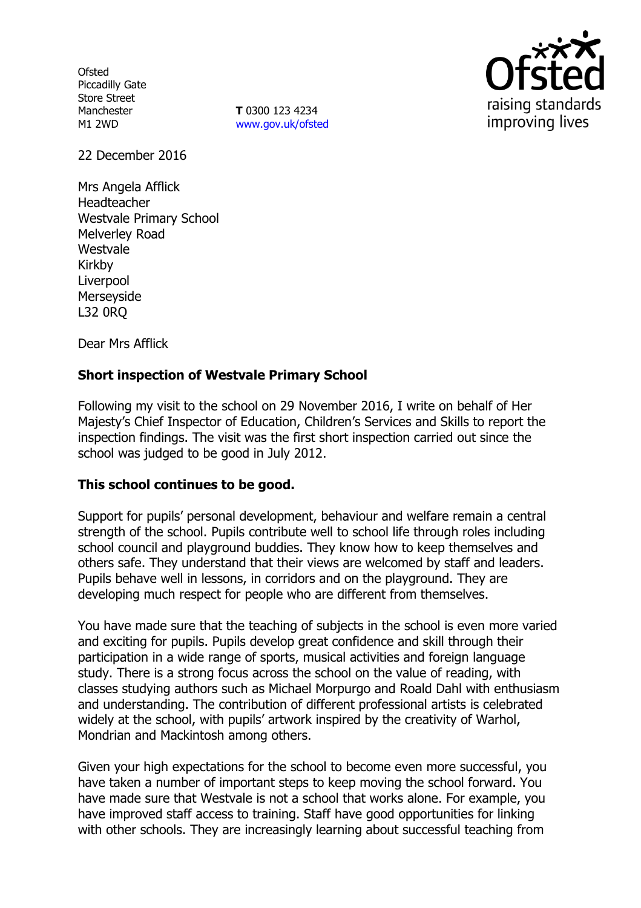Ofsted
Piccadilly Gate
Store Street
Manchester
M1 2WD

**T** 0300 123 4234
www.gov.uk/ofsted

22 December 2016

Mrs Angela Afflick
Headteacher
Westvale Primary School
Melverley Road
Westvale
Kirkby
Liverpool
Merseyside
L32 0RQ

Dear Mrs Afflick

**Short inspection of Westvale Primary School**

Following my visit to the school on 29 November 2016, I write on behalf of Her Majesty's Chief Inspector of Education, Children's Services and Skills to report the inspection findings. The visit was the first short inspection carried out since the school was judged to be good in July 2012.

**This school continues to be good.**

Support for pupils' personal development, behaviour and welfare remain a central strength of the school. Pupils contribute well to school life through roles including school council and playground buddies. They know how to keep themselves and others safe. They understand that their views are welcomed by staff and leaders. Pupils behave well in lessons, in corridors and on the playground. They are developing much respect for people who are different from themselves.

You have made sure that the teaching of subjects in the school is even more varied and exciting for pupils. Pupils develop great confidence and skill through their participation in a wide range of sports, musical activities and foreign language study. There is a strong focus across the school on the value of reading, with classes studying authors such as Michael Morpurgo and Roald Dahl with enthusiasm and understanding. The contribution of different professional artists is celebrated widely at the school, with pupils' artwork inspired by the creativity of Warhol, Mondrian and Mackintosh among others.

Given your high expectations for the school to become even more successful, you have taken a number of important steps to keep moving the school forward. You have made sure that Westvale is not a school that works alone. For example, you have improved staff access to training. Staff have good opportunities for linking with other schools. They are increasingly learning about successful teaching from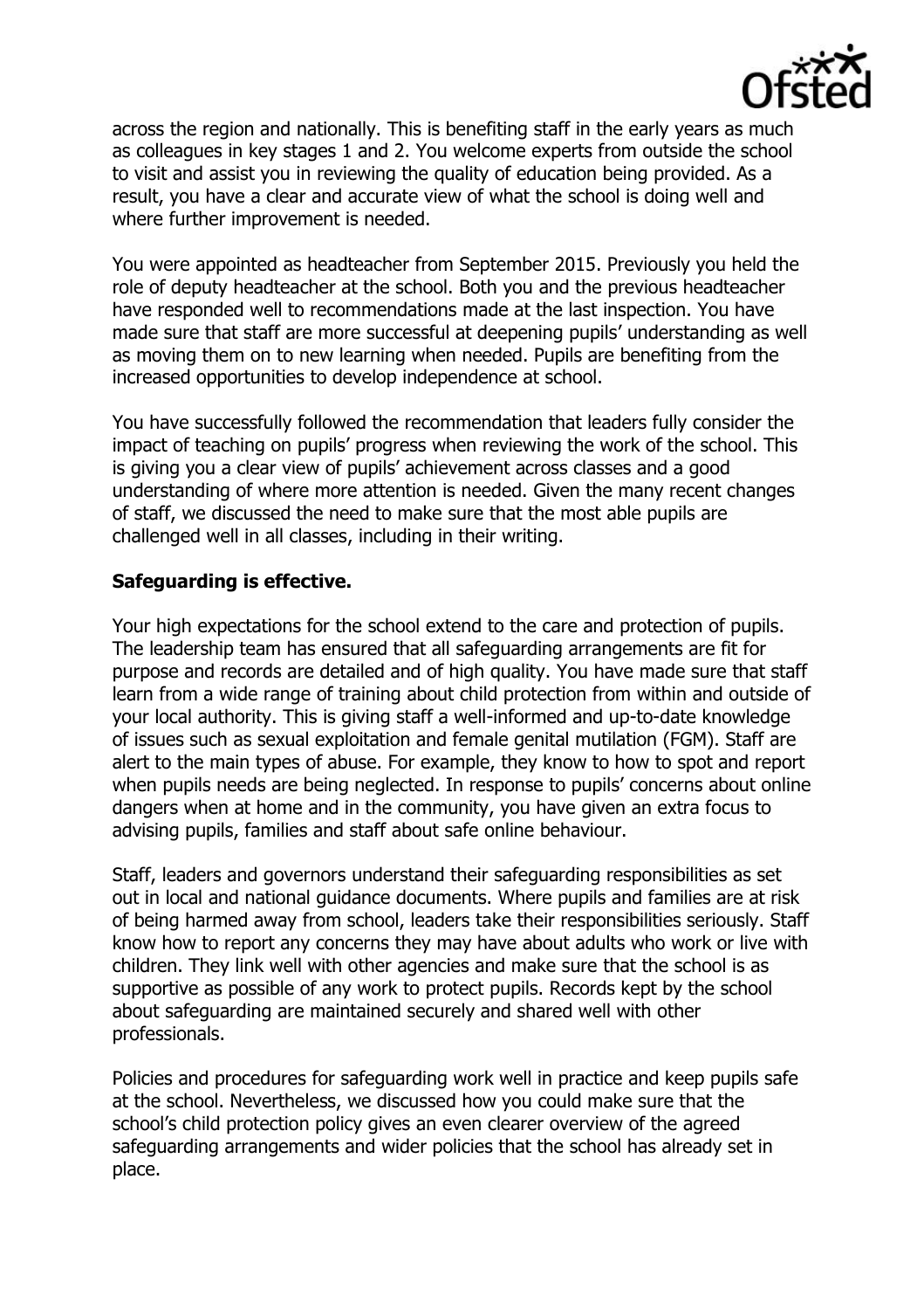across the region and nationally. This is benefiting staff in the early years as much as colleagues in key stages 1 and 2. You welcome experts from outside the school to visit and assist you in reviewing the quality of education being provided. As a result, you have a clear and accurate view of what the school is doing well and where further improvement is needed.

You were appointed as headteacher from September 2015. Previously you held the role of deputy headteacher at the school. Both you and the previous headteacher have responded well to recommendations made at the last inspection. You have made sure that staff are more successful at deepening pupils' understanding as well as moving them on to new learning when needed. Pupils are benefiting from the increased opportunities to develop independence at school.

You have successfully followed the recommendation that leaders fully consider the impact of teaching on pupils' progress when reviewing the work of the school. This is giving you a clear view of pupils' achievement across classes and a good understanding of where more attention is needed. Given the many recent changes of staff, we discussed the need to make sure that the most able pupils are challenged well in all classes, including in their writing.

**Safeguarding is effective.**

Your high expectations for the school extend to the care and protection of pupils. The leadership team has ensured that all safeguarding arrangements are fit for purpose and records are detailed and of high quality. You have made sure that staff learn from a wide range of training about child protection from within and outside of your local authority. This is giving staff a well-informed and up-to-date knowledge of issues such as sexual exploitation and female genital mutilation (FGM). Staff are alert to the main types of abuse. For example, they know to how to spot and report when pupils needs are being neglected. In response to pupils' concerns about online dangers when at home and in the community, you have given an extra focus to advising pupils, families and staff about safe online behaviour.

Staff, leaders and governors understand their safeguarding responsibilities as set out in local and national guidance documents. Where pupils and families are at risk of being harmed away from school, leaders take their responsibilities seriously. Staff know how to report any concerns they may have about adults who work or live with children. They link well with other agencies and make sure that the school is as supportive as possible of any work to protect pupils. Records kept by the school about safeguarding are maintained securely and shared well with other professionals.

Policies and procedures for safeguarding work well in practice and keep pupils safe at the school. Nevertheless, we discussed how you could make sure that the school's child protection policy gives an even clearer overview of the agreed safeguarding arrangements and wider policies that the school has already set in place.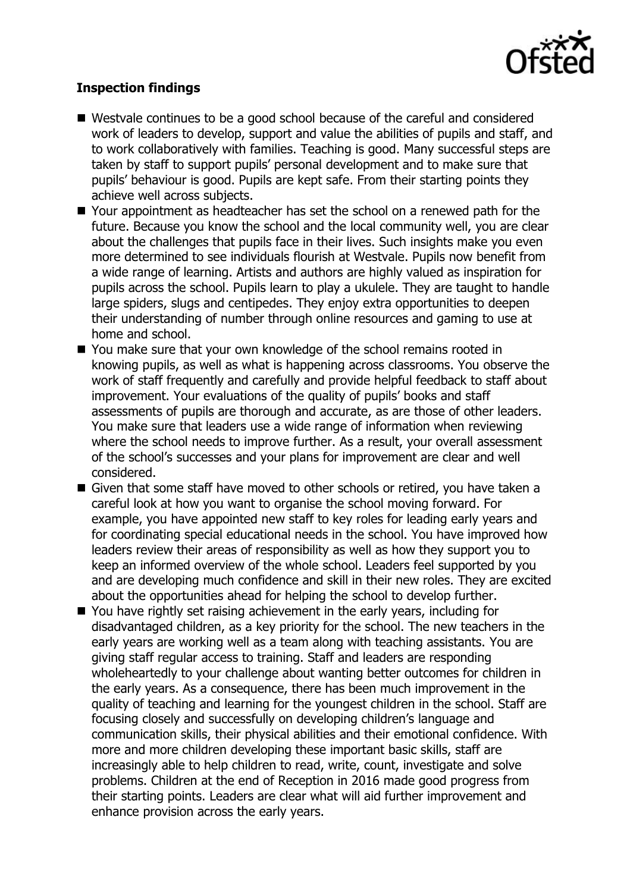**Inspection findings**

- Westvale continues to be a good school because of the careful and considered work of leaders to develop, support and value the abilities of pupils and staff, and to work collaboratively with families. Teaching is good. Many successful steps are taken by staff to support pupils' personal development and to make sure that pupils' behaviour is good. Pupils are kept safe. From their starting points they achieve well across subjects.
- Your appointment as headteacher has set the school on a renewed path for the future. Because you know the school and the local community well, you are clear about the challenges that pupils face in their lives. Such insights make you even more determined to see individuals flourish at Westvale. Pupils now benefit from a wide range of learning. Artists and authors are highly valued as inspiration for pupils across the school. Pupils learn to play a ukulele. They are taught to handle large spiders, slugs and centipedes. They enjoy extra opportunities to deepen their understanding of number through online resources and gaming to use at home and school.
- You make sure that your own knowledge of the school remains rooted in knowing pupils, as well as what is happening across classrooms. You observe the work of staff frequently and carefully and provide helpful feedback to staff about improvement. Your evaluations of the quality of pupils' books and staff assessments of pupils are thorough and accurate, as are those of other leaders. You make sure that leaders use a wide range of information when reviewing where the school needs to improve further. As a result, your overall assessment of the school's successes and your plans for improvement are clear and well considered.
- Given that some staff have moved to other schools or retired, you have taken a careful look at how you want to organise the school moving forward. For example, you have appointed new staff to key roles for leading early years and for coordinating special educational needs in the school. You have improved how leaders review their areas of responsibility as well as how they support you to keep an informed overview of the whole school. Leaders feel supported by you and are developing much confidence and skill in their new roles. They are excited about the opportunities ahead for helping the school to develop further.
- You have rightly set raising achievement in the early years, including for disadvantaged children, as a key priority for the school. The new teachers in the early years are working well as a team along with teaching assistants. You are giving staff regular access to training. Staff and leaders are responding wholeheartedly to your challenge about wanting better outcomes for children in the early years. As a consequence, there has been much improvement in the quality of teaching and learning for the youngest children in the school. Staff are focusing closely and successfully on developing children's language and communication skills, their physical abilities and their emotional confidence. With more and more children developing these important basic skills, staff are increasingly able to help children to read, write, count, investigate and solve problems. Children at the end of Reception in 2016 made good progress from their starting points. Leaders are clear what will aid further improvement and enhance provision across the early years.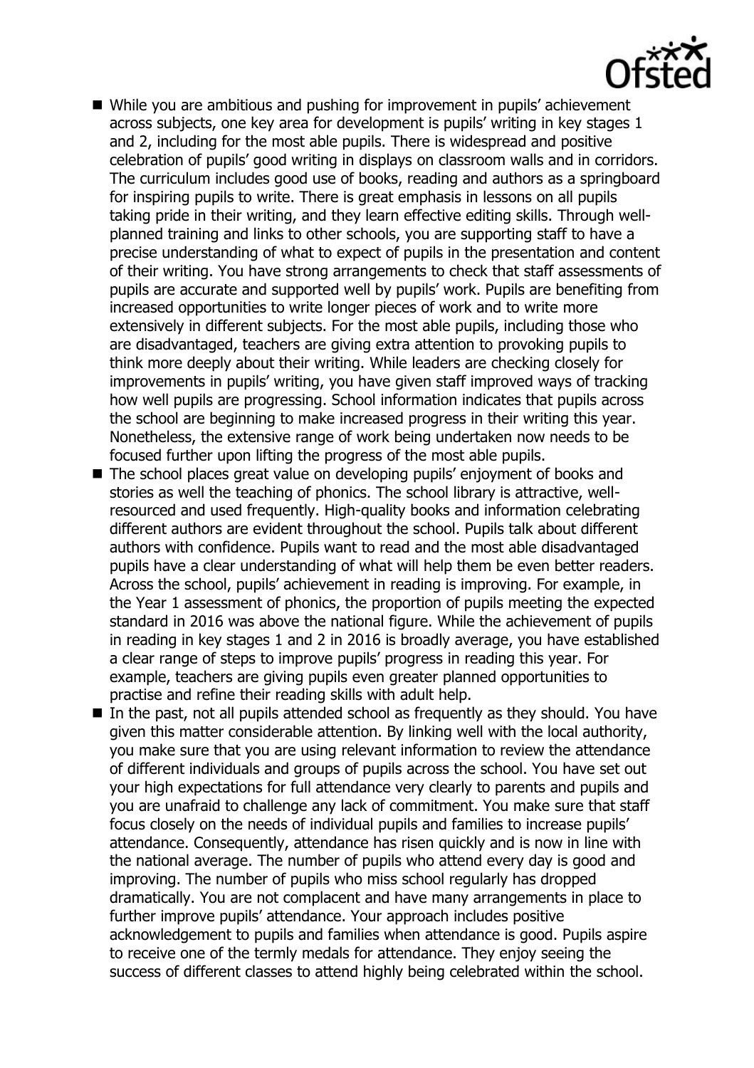- While you are ambitious and pushing for improvement in pupils' achievement across subjects, one key area for development is pupils' writing in key stages 1 and 2, including for the most able pupils. There is widespread and positive celebration of pupils' good writing in displays on classroom walls and in corridors. The curriculum includes good use of books, reading and authors as a springboard for inspiring pupils to write. There is great emphasis in lessons on all pupils taking pride in their writing, and they learn effective editing skills. Through well-planned training and links to other schools, you are supporting staff to have a precise understanding of what to expect of pupils in the presentation and content of their writing. You have strong arrangements to check that staff assessments of pupils are accurate and supported well by pupils' work. Pupils are benefiting from increased opportunities to write longer pieces of work and to write more extensively in different subjects. For the most able pupils, including those who are disadvantaged, teachers are giving extra attention to provoking pupils to think more deeply about their writing. While leaders are checking closely for improvements in pupils' writing, you have given staff improved ways of tracking how well pupils are progressing. School information indicates that pupils across the school are beginning to make increased progress in their writing this year. Nonetheless, the extensive range of work being undertaken now needs to be focused further upon lifting the progress of the most able pupils.
- The school places great value on developing pupils' enjoyment of books and stories as well the teaching of phonics. The school library is attractive, well-resourced and used frequently. High-quality books and information celebrating different authors are evident throughout the school. Pupils talk about different authors with confidence. Pupils want to read and the most able disadvantaged pupils have a clear understanding of what will help them be even better readers. Across the school, pupils' achievement in reading is improving. For example, in the Year 1 assessment of phonics, the proportion of pupils meeting the expected standard in 2016 was above the national figure. While the achievement of pupils in reading in key stages 1 and 2 in 2016 is broadly average, you have established a clear range of steps to improve pupils' progress in reading this year. For example, teachers are giving pupils even greater planned opportunities to practise and refine their reading skills with adult help.
- In the past, not all pupils attended school as frequently as they should. You have given this matter considerable attention. By linking well with the local authority, you make sure that you are using relevant information to review the attendance of different individuals and groups of pupils across the school. You have set out your high expectations for full attendance very clearly to parents and pupils and you are unafraid to challenge any lack of commitment. You make sure that staff focus closely on the needs of individual pupils and families to increase pupils' attendance. Consequently, attendance has risen quickly and is now in line with the national average. The number of pupils who attend every day is good and improving. The number of pupils who miss school regularly has dropped dramatically. You are not complacent and have many arrangements in place to further improve pupils' attendance. Your approach includes positive acknowledgement to pupils and families when attendance is good. Pupils aspire to receive one of the termly medals for attendance. They enjoy seeing the success of different classes to attend highly being celebrated within the school.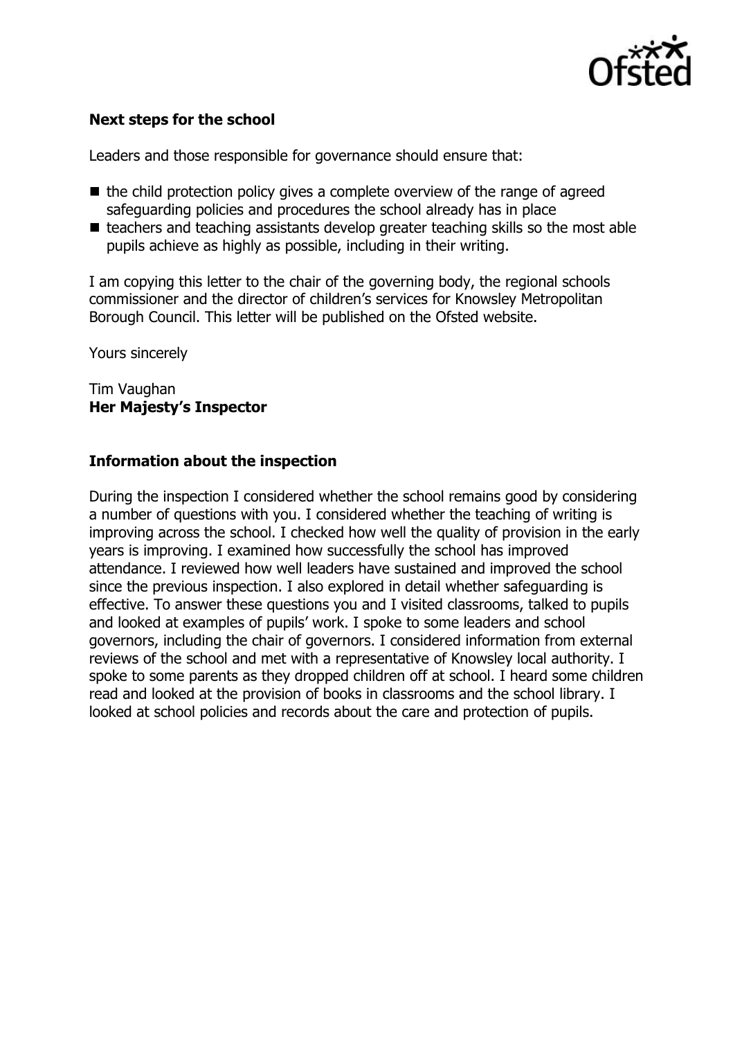### Next steps for the school

Leaders and those responsible for governance should ensure that:

- the child protection policy gives a complete overview of the range of agreed safeguarding policies and procedures the school already has in place
- teachers and teaching assistants develop greater teaching skills so the most able pupils achieve as highly as possible, including in their writing.

I am copying this letter to the chair of the governing body, the regional schools commissioner and the director of children's services for Knowsley Metropolitan Borough Council. This letter will be published on the Ofsted website.

Yours sincerely

Tim Vaughan
**Her Majesty's Inspector**

### Information about the inspection

During the inspection I considered whether the school remains good by considering a number of questions with you. I considered whether the teaching of writing is improving across the school. I checked how well the quality of provision in the early years is improving. I examined how successfully the school has improved attendance. I reviewed how well leaders have sustained and improved the school since the previous inspection. I also explored in detail whether safeguarding is effective. To answer these questions you and I visited classrooms, talked to pupils and looked at examples of pupils' work. I spoke to some leaders and school governors, including the chair of governors. I considered information from external reviews of the school and met with a representative of Knowsley local authority. I spoke to some parents as they dropped children off at school. I heard some children read and looked at the provision of books in classrooms and the school library. I looked at school policies and records about the care and protection of pupils.